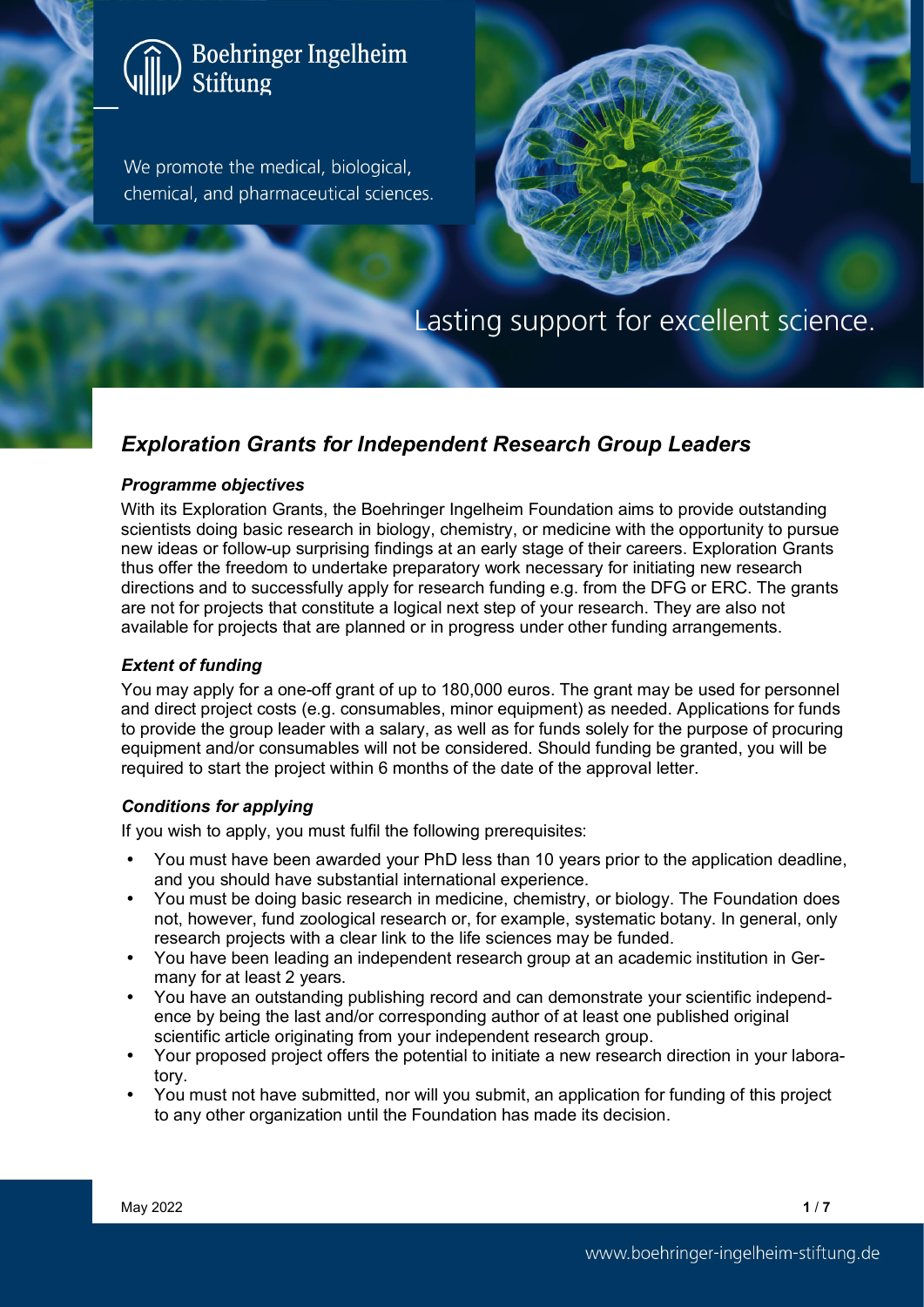Boehringer Ingelheim Stiftung

We promote the medical, biological, chemical, and pharmaceutical sciences.

Lasting support for excellent science.

# *Exploration Grants for Independent Research Group Leaders*

### *Programme objectives*

With its Exploration Grants, the Boehringer Ingelheim Foundation aims to provide outstanding scientists doing basic research in biology, chemistry, or medicine with the opportunity to pursue new ideas or follow-up surprising findings at an early stage of their careers. Exploration Grants thus offer the freedom to undertake preparatory work necessary for initiating new research directions and to successfully apply for research funding e.g. from the DFG or ERC. The grants are not for projects that constitute a logical next step of your research. They are also not available for projects that are planned or in progress under other funding arrangements.

### *Extent of funding*

You may apply for a one-off grant of up to 180,000 euros. The grant may be used for personnel and direct project costs (e.g. consumables, minor equipment) as needed. Applications for funds to provide the group leader with a salary, as well as for funds solely for the purpose of procuring equipment and/or consumables will not be considered. Should funding be granted, you will be required to start the project within 6 months of the date of the approval letter.

### *Conditions for applying*

If you wish to apply, you must fulfil the following prerequisites:

- You must have been awarded your PhD less than 10 years prior to the application deadline, and you should have substantial international experience.
- You must be doing basic research in medicine, chemistry, or biology. The Foundation does not, however, fund zoological research or, for example, systematic botany. In general, only research projects with a clear link to the life sciences may be funded.
- You have been leading an independent research group at an academic institution in Germany for at least 2 years.
- You have an outstanding publishing record and can demonstrate your scientific independence by being the last and/or corresponding author of at least one published original scientific article originating from your independent research group.
- Your proposed project offers the potential to initiate a new research direction in your laboratory.
- You must not have submitted, nor will you submit, an application for funding of this project to any other organization until the Foundation has made its decision.

May 2022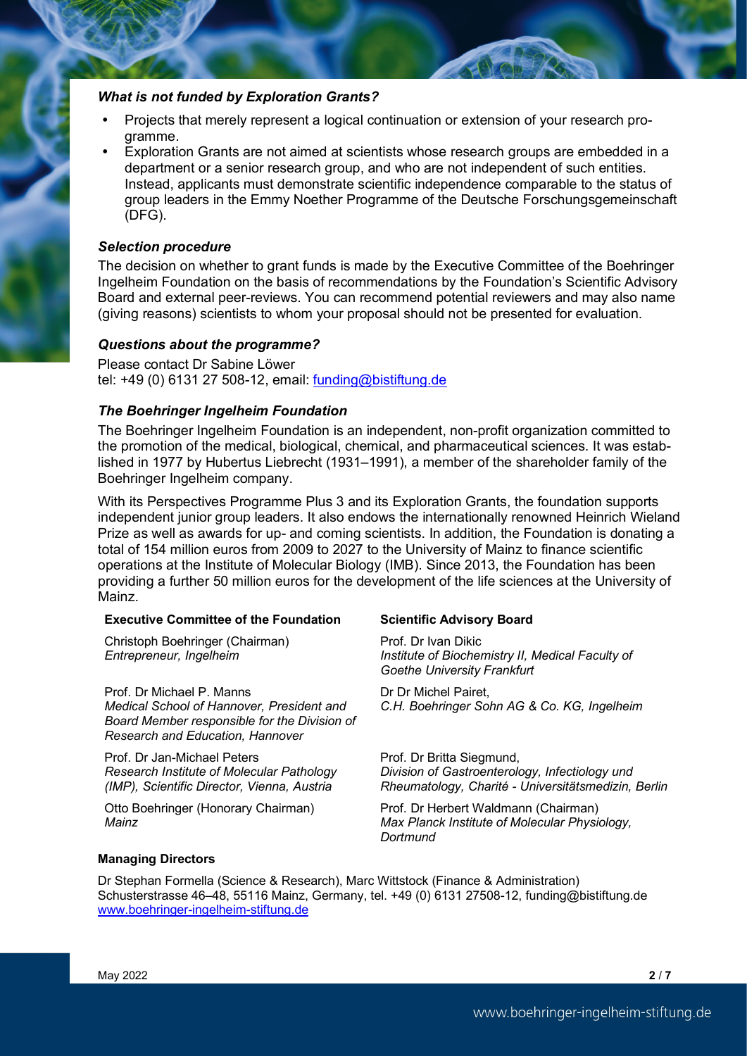### *What is not funded by Exploration Grants?*

- Projects that merely represent a logical continuation or extension of your research programme.
- Exploration Grants are not aimed at scientists whose research groups are embedded in a department or a senior research group, and who are not independent of such entities. Instead, applicants must demonstrate scientific independence comparable to the status of group leaders in the Emmy Noether Programme of the Deutsche Forschungsgemeinschaft (DFG).

### *Selection procedure*

The decision on whether to grant funds is made by the Executive Committee of the Boehringer Ingelheim Foundation on the basis of recommendations by the Foundation's Scientific Advisory Board and external peer-reviews. You can recommend potential reviewers and may also name (giving reasons) scientists to whom your proposal should not be presented for evaluation.

### *Questions about the programme?*

Please contact Dr Sabine Löwer
tel: +49 (0) 6131 27 508-12, email: funding@bistiftung.de

### *The Boehringer Ingelheim Foundation*

The Boehringer Ingelheim Foundation is an independent, non-profit organization committed to the promotion of the medical, biological, chemical, and pharmaceutical sciences. It was established in 1977 by Hubertus Liebrecht (1931–1991), a member of the shareholder family of the Boehringer Ingelheim company.

With its Perspectives Programme Plus 3 and its Exploration Grants, the foundation supports independent junior group leaders. It also endows the internationally renowned Heinrich Wieland Prize as well as awards for up- and coming scientists. In addition, the Foundation is donating a total of 154 million euros from 2009 to 2027 to the University of Mainz to finance scientific operations at the Institute of Molecular Biology (IMB). Since 2013, the Foundation has been providing a further 50 million euros for the development of the life sciences at the University of Mainz.

**Executive Committee of the Foundation**

Christoph Boehringer (Chairman)
*Entrepreneur, Ingelheim*

Prof. Dr Michael P. Manns
*Medical School of Hannover, President and Board Member responsible for the Division of Research and Education, Hannover*

Prof. Dr Jan-Michael Peters
*Research Institute of Molecular Pathology (IMP), Scientific Director, Vienna, Austria*

Otto Boehringer (Honorary Chairman)
*Mainz*

**Scientific Advisory Board**

Prof. Dr Ivan Dikic
*Institute of Biochemistry II, Medical Faculty of Goethe University Frankfurt*

Dr Dr Michel Pairet,
*C.H. Boehringer Sohn AG & Co. KG, Ingelheim*

Prof. Dr Britta Siegmund,
*Division of Gastroenterology, Infectiology und Rheumatology, Charité - Universitätsmedizin, Berlin*

Prof. Dr Herbert Waldmann (Chairman)
*Max Planck Institute of Molecular Physiology, Dortmund*

**Managing Directors**

Dr Stephan Formella (Science & Research), Marc Wittstock (Finance & Administration)
Schusterstrasse 46–48, 55116 Mainz, Germany, tel. +49 (0) 6131 27508-12, funding@bistiftung.de
www.boehringer-ingelheim-stiftung.de

May 2022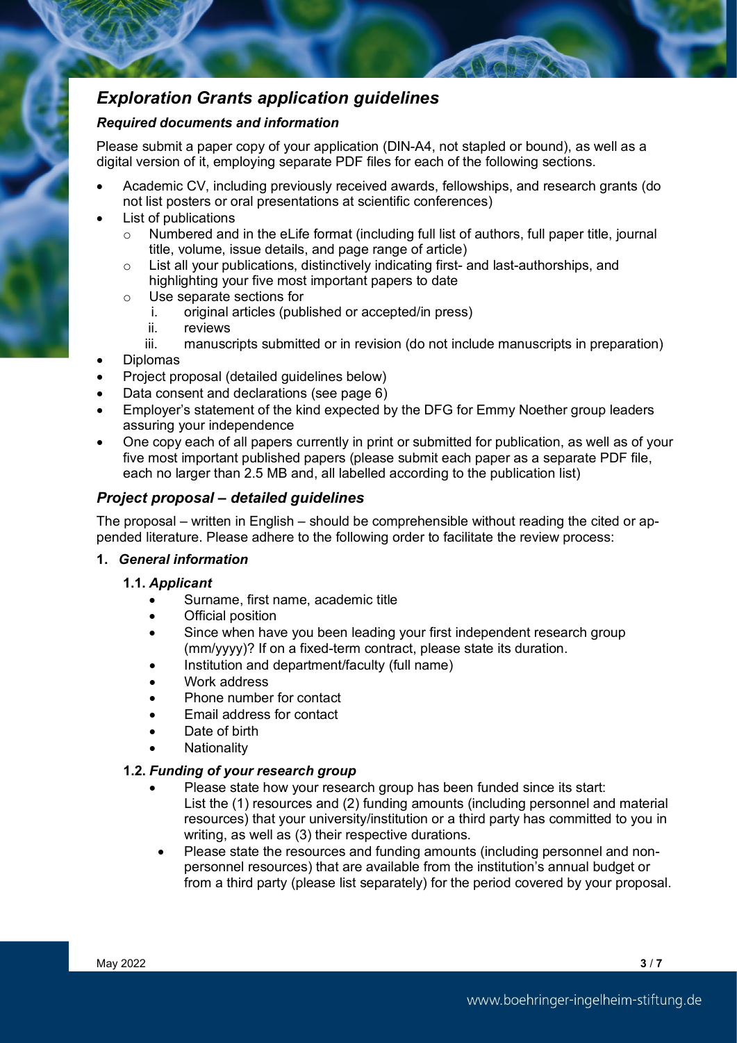## *Exploration Grants application guidelines*

### *Required documents and information*

Please submit a paper copy of your application (DIN-A4, not stapled or bound), as well as a digital version of it, employing separate PDF files for each of the following sections.

- Academic CV, including previously received awards, fellowships, and research grants (do not list posters or oral presentations at scientific conferences)
- List of publications
  - Numbered and in the eLife format (including full list of authors, full paper title, journal title, volume, issue details, and page range of article)
  - List all your publications, distinctively indicating first- and last-authorships, and highlighting your five most important papers to date
  - Use separate sections for
    i. original articles (published or accepted/in press)
    ii. reviews
    iii. manuscripts submitted or in revision (do not include manuscripts in preparation)
- Diplomas
- Project proposal (detailed guidelines below)
- Data consent and declarations (see page 6)
- Employer's statement of the kind expected by the DFG for Emmy Noether group leaders assuring your independence
- One copy each of all papers currently in print or submitted for publication, as well as of your five most important published papers (please submit each paper as a separate PDF file, each no larger than 2.5 MB and, all labelled according to the publication list)

## *Project proposal – detailed guidelines*

The proposal – written in English – should be comprehensible without reading the cited or appended literature. Please adhere to the following order to facilitate the review process:

**1. *General information***

**1.1. *Applicant***

- Surname, first name, academic title
- Official position
- Since when have you been leading your first independent research group (mm/yyyy)? If on a fixed-term contract, please state its duration.
- Institution and department/faculty (full name)
- Work address
- Phone number for contact
- Email address for contact
- Date of birth
- Nationality

**1.2. *Funding of your research group***

- Please state how your research group has been funded since its start: List the (1) resources and (2) funding amounts (including personnel and material resources) that your university/institution or a third party has committed to you in writing, as well as (3) their respective durations.
- Please state the resources and funding amounts (including personnel and non-personnel resources) that are available from the institution's annual budget or from a third party (please list separately) for the period covered by your proposal.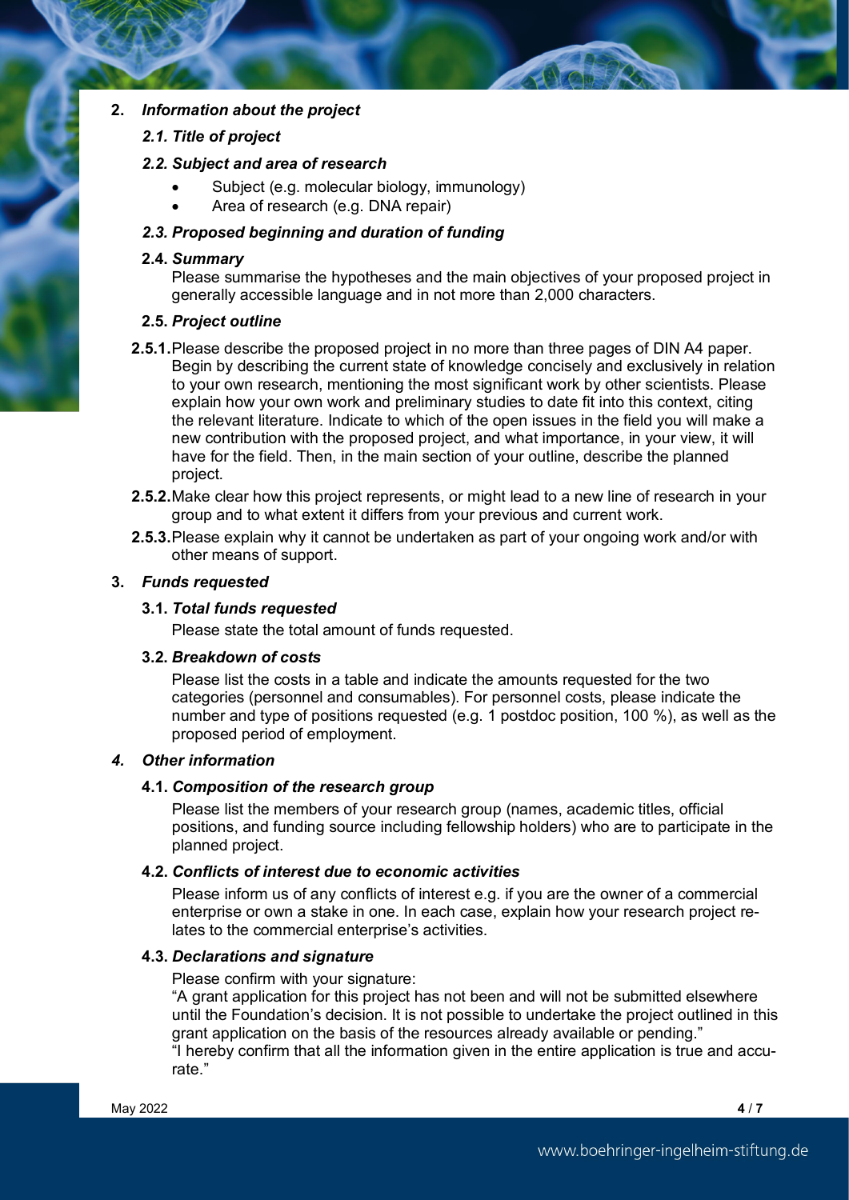## 2. *Information about the project*

### *2.1. Title of project*

### *2.2. Subject and area of research*

- Subject (e.g. molecular biology, immunology)
- Area of research (e.g. DNA repair)

### *2.3. Proposed beginning and duration of funding*

### 2.4. *Summary*

Please summarise the hypotheses and the main objectives of your proposed project in generally accessible language and in not more than 2,000 characters.

### 2.5. *Project outline*

**2.5.1.** Please describe the proposed project in no more than three pages of DIN A4 paper. Begin by describing the current state of knowledge concisely and exclusively in relation to your own research, mentioning the most significant work by other scientists. Please explain how your own work and preliminary studies to date fit into this context, citing the relevant literature. Indicate to which of the open issues in the field you will make a new contribution with the proposed project, and what importance, in your view, it will have for the field. Then, in the main section of your outline, describe the planned project.

**2.5.2.** Make clear how this project represents, or might lead to a new line of research in your group and to what extent it differs from your previous and current work.

**2.5.3.** Please explain why it cannot be undertaken as part of your ongoing work and/or with other means of support.

## 3. *Funds requested*

### 3.1. *Total funds requested*

Please state the total amount of funds requested.

### 3.2. *Breakdown of costs*

Please list the costs in a table and indicate the amounts requested for the two categories (personnel and consumables). For personnel costs, please indicate the number and type of positions requested (e.g. 1 postdoc position, 100 %), as well as the proposed period of employment.

## *4. Other information*

### 4.1. *Composition of the research group*

Please list the members of your research group (names, academic titles, official positions, and funding source including fellowship holders) who are to participate in the planned project.

### 4.2. *Conflicts of interest due to economic activities*

Please inform us of any conflicts of interest e.g. if you are the owner of a commercial enterprise or own a stake in one. In each case, explain how your research project relates to the commercial enterprise's activities.

### 4.3. *Declarations and signature*

Please confirm with your signature:
"A grant application for this project has not been and will not be submitted elsewhere until the Foundation's decision. It is not possible to undertake the project outlined in this grant application on the basis of the resources already available or pending."
"I hereby confirm that all the information given in the entire application is true and accurate."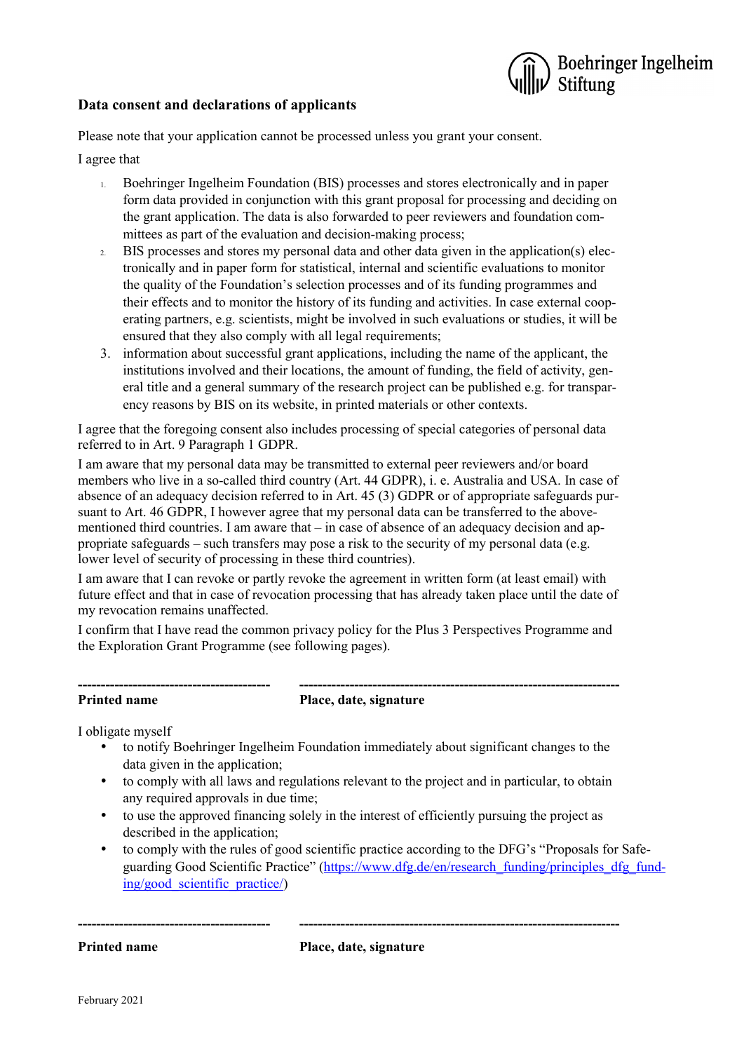## Data consent and declarations of applicants

Please note that your application cannot be processed unless you grant your consent.

I agree that

1. Boehringer Ingelheim Foundation (BIS) processes and stores electronically and in paper form data provided in conjunction with this grant proposal for processing and deciding on the grant application. The data is also forwarded to peer reviewers and foundation committees as part of the evaluation and decision-making process;
2. BIS processes and stores my personal data and other data given in the application(s) electronically and in paper form for statistical, internal and scientific evaluations to monitor the quality of the Foundation's selection processes and of its funding programmes and their effects and to monitor the history of its funding and activities. In case external cooperating partners, e.g. scientists, might be involved in such evaluations or studies, it will be ensured that they also comply with all legal requirements;
3. information about successful grant applications, including the name of the applicant, the institutions involved and their locations, the amount of funding, the field of activity, general title and a general summary of the research project can be published e.g. for transparency reasons by BIS on its website, in printed materials or other contexts.

I agree that the foregoing consent also includes processing of special categories of personal data referred to in Art. 9 Paragraph 1 GDPR.

I am aware that my personal data may be transmitted to external peer reviewers and/or board members who live in a so-called third country (Art. 44 GDPR), i. e. Australia and USA. In case of absence of an adequacy decision referred to in Art. 45 (3) GDPR or of appropriate safeguards pursuant to Art. 46 GDPR, I however agree that my personal data can be transferred to the above-mentioned third countries. I am aware that – in case of absence of an adequacy decision and appropriate safeguards – such transfers may pose a risk to the security of my personal data (e.g. lower level of security of processing in these third countries).

I am aware that I can revoke or partly revoke the agreement in written form (at least email) with future effect and that in case of revocation processing that has already taken place until the date of my revocation remains unaffected.

I confirm that I have read the common privacy policy for the Plus 3 Perspectives Programme and the Exploration Grant Programme (see following pages).

----------------------------------------- ---------------------------------------------------------------------

**Printed name** **Place, date, signature**

I obligate myself

- to notify Boehringer Ingelheim Foundation immediately about significant changes to the data given in the application;
- to comply with all laws and regulations relevant to the project and in particular, to obtain any required approvals in due time;
- to use the approved financing solely in the interest of efficiently pursuing the project as described in the application;
- to comply with the rules of good scientific practice according to the DFG's "Proposals for Safeguarding Good Scientific Practice" (https://www.dfg.de/en/research_funding/principles_dfg_funding/good_scientific_practice/)

----------------------------------------- ---------------------------------------------------------------------

**Printed name** **Place, date, signature**

February 2021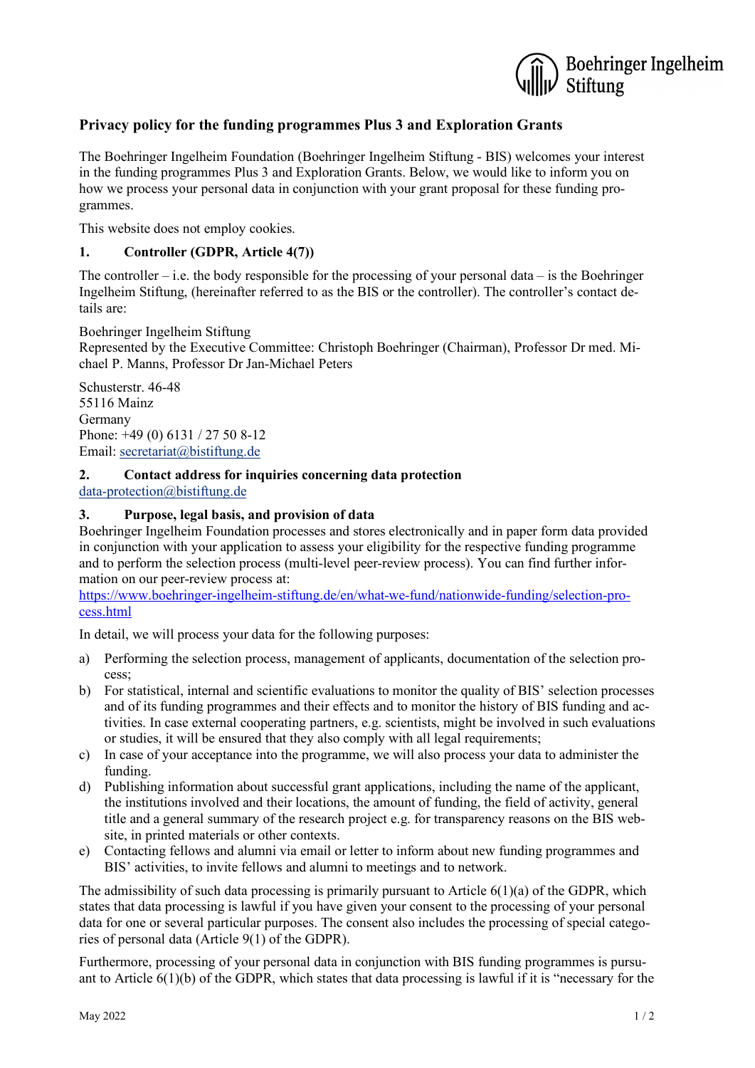## Privacy policy for the funding programmes Plus 3 and Exploration Grants

The Boehringer Ingelheim Foundation (Boehringer Ingelheim Stiftung - BIS) welcomes your interest in the funding programmes Plus 3 and Exploration Grants. Below, we would like to inform you on how we process your personal data in conjunction with your grant proposal for these funding programmes.

This website does not employ cookies.

### 1. Controller (GDPR, Article 4(7))

The controller – i.e. the body responsible for the processing of your personal data – is the Boehringer Ingelheim Stiftung, (hereinafter referred to as the BIS or the controller). The controller's contact details are:

Boehringer Ingelheim Stiftung
Represented by the Executive Committee: Christoph Boehringer (Chairman), Professor Dr med. Michael P. Manns, Professor Dr Jan-Michael Peters

Schusterstr. 46-48
55116 Mainz
Germany
Phone: +49 (0) 6131 / 27 50 8-12
Email: secretariat@bistiftung.de

### 2. Contact address for inquiries concerning data protection

data-protection@bistiftung.de

### 3. Purpose, legal basis, and provision of data

Boehringer Ingelheim Foundation processes and stores electronically and in paper form data provided in conjunction with your application to assess your eligibility for the respective funding programme and to perform the selection process (multi-level peer-review process). You can find further information on our peer-review process at:
https://www.boehringer-ingelheim-stiftung.de/en/what-we-fund/nationwide-funding/selection-process.html

In detail, we will process your data for the following purposes:

a) Performing the selection process, management of applicants, documentation of the selection process;
b) For statistical, internal and scientific evaluations to monitor the quality of BIS' selection processes and of its funding programmes and their effects and to monitor the history of BIS funding and activities. In case external cooperating partners, e.g. scientists, might be involved in such evaluations or studies, it will be ensured that they also comply with all legal requirements;
c) In case of your acceptance into the programme, we will also process your data to administer the funding.
d) Publishing information about successful grant applications, including the name of the applicant, the institutions involved and their locations, the amount of funding, the field of activity, general title and a general summary of the research project e.g. for transparency reasons on the BIS website, in printed materials or other contexts.
e) Contacting fellows and alumni via email or letter to inform about new funding programmes and BIS' activities, to invite fellows and alumni to meetings and to network.

The admissibility of such data processing is primarily pursuant to Article 6(1)(a) of the GDPR, which states that data processing is lawful if you have given your consent to the processing of your personal data for one or several particular purposes. The consent also includes the processing of special categories of personal data (Article 9(1) of the GDPR).

Furthermore, processing of your personal data in conjunction with BIS funding programmes is pursuant to Article 6(1)(b) of the GDPR, which states that data processing is lawful if it is "necessary for the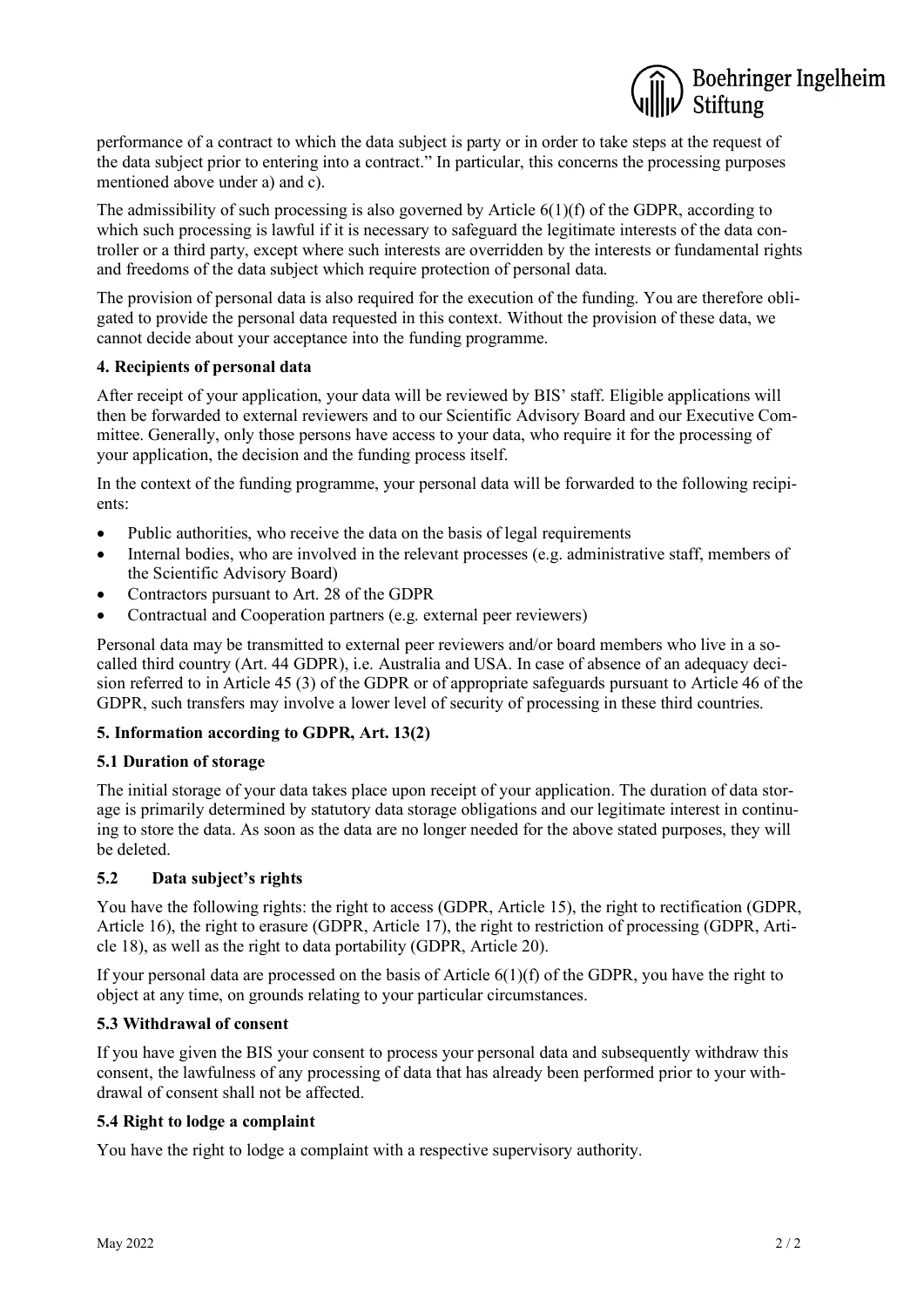performance of a contract to which the data subject is party or in order to take steps at the request of the data subject prior to entering into a contract." In particular, this concerns the processing purposes mentioned above under a) and c).

The admissibility of such processing is also governed by Article 6(1)(f) of the GDPR, according to which such processing is lawful if it is necessary to safeguard the legitimate interests of the data controller or a third party, except where such interests are overridden by the interests or fundamental rights and freedoms of the data subject which require protection of personal data.

The provision of personal data is also required for the execution of the funding. You are therefore obligated to provide the personal data requested in this context. Without the provision of these data, we cannot decide about your acceptance into the funding programme.

### 4. Recipients of personal data

After receipt of your application, your data will be reviewed by BIS' staff. Eligible applications will then be forwarded to external reviewers and to our Scientific Advisory Board and our Executive Committee. Generally, only those persons have access to your data, who require it for the processing of your application, the decision and the funding process itself.

In the context of the funding programme, your personal data will be forwarded to the following recipients:

- Public authorities, who receive the data on the basis of legal requirements
- Internal bodies, who are involved in the relevant processes (e.g. administrative staff, members of the Scientific Advisory Board)
- Contractors pursuant to Art. 28 of the GDPR
- Contractual and Cooperation partners (e.g. external peer reviewers)

Personal data may be transmitted to external peer reviewers and/or board members who live in a so-called third country (Art. 44 GDPR), i.e. Australia and USA. In case of absence of an adequacy decision referred to in Article 45 (3) of the GDPR or of appropriate safeguards pursuant to Article 46 of the GDPR, such transfers may involve a lower level of security of processing in these third countries.

### 5. Information according to GDPR, Art. 13(2)

#### 5.1 Duration of storage

The initial storage of your data takes place upon receipt of your application. The duration of data storage is primarily determined by statutory data storage obligations and our legitimate interest in continuing to store the data. As soon as the data are no longer needed for the above stated purposes, they will be deleted.

#### 5.2 Data subject's rights

You have the following rights: the right to access (GDPR, Article 15), the right to rectification (GDPR, Article 16), the right to erasure (GDPR, Article 17), the right to restriction of processing (GDPR, Article 18), as well as the right to data portability (GDPR, Article 20).

If your personal data are processed on the basis of Article 6(1)(f) of the GDPR, you have the right to object at any time, on grounds relating to your particular circumstances.

#### 5.3 Withdrawal of consent

If you have given the BIS your consent to process your personal data and subsequently withdraw this consent, the lawfulness of any processing of data that has already been performed prior to your withdrawal of consent shall not be affected.

#### 5.4 Right to lodge a complaint

You have the right to lodge a complaint with a respective supervisory authority.

May 2022